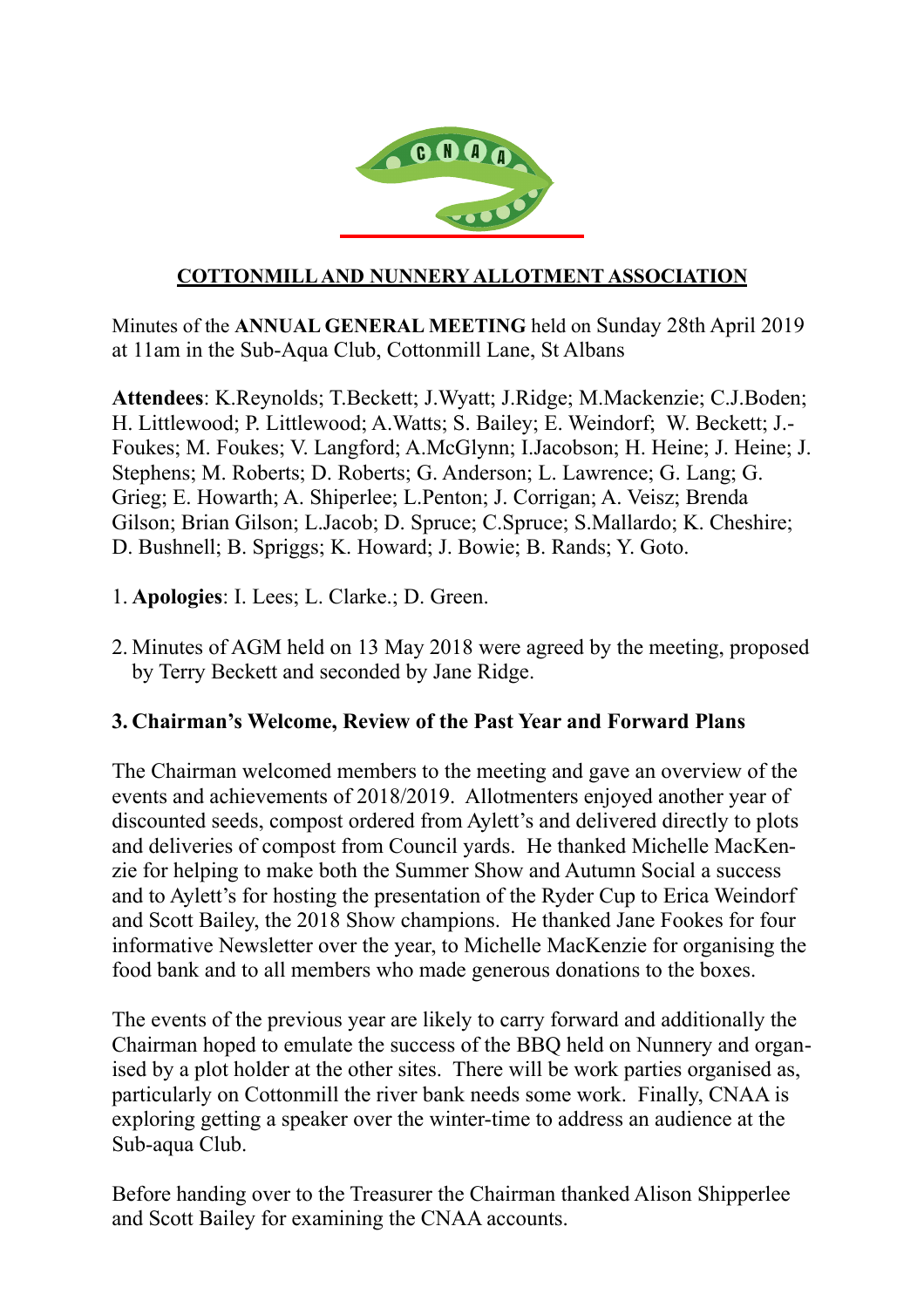## COTTONMILL AND NUNNERY ALLOTMENT ASSOCIATION

Minutes of the **ANNUAL GENERAL MEETING** held on Sunday 28th April 2019 at 11am in the Sub-Aqua Club, Cottonmill Lane, St Albans

**Attendees**: K.Reynolds; T.Beckett; J.Wyatt; J.Ridge; M.Mackenzie; C.J.Boden; H. Littlewood; P. Littlewood; A.Watts; S. Bailey; E. Weindorf; W. Beckett; J.Foukes; M. Foukes; V. Langford; A.McGlynn; I.Jacobson; H. Heine; J. Heine; J. Stephens; M. Roberts; D. Roberts; G. Anderson; L. Lawrence; G. Lang; G. Grieg; E. Howarth; A. Shiperlee; L.Penton; J. Corrigan; A. Veisz; Brenda Gilson; Brian Gilson; L.Jacob; D. Spruce; C.Spruce; S.Mallardo; K. Cheshire; D. Bushnell; B. Spriggs; K. Howard; J. Bowie; B. Rands; Y. Goto.

1. **Apologies**: I. Lees; L. Clarke.; D. Green.

2. Minutes of AGM held on 13 May 2018 were agreed by the meeting, proposed by Terry Beckett and seconded by Jane Ridge.

### 3. Chairman's Welcome, Review of the Past Year and Forward Plans

The Chairman welcomed members to the meeting and gave an overview of the events and achievements of 2018/2019. Allotmenters enjoyed another year of discounted seeds, compost ordered from Aylett's and delivered directly to plots and deliveries of compost from Council yards. He thanked Michelle MacKenzie for helping to make both the Summer Show and Autumn Social a success and to Aylett's for hosting the presentation of the Ryder Cup to Erica Weindorf and Scott Bailey, the 2018 Show champions. He thanked Jane Fookes for four informative Newsletter over the year, to Michelle MacKenzie for organising the food bank and to all members who made generous donations to the boxes.

The events of the previous year are likely to carry forward and additionally the Chairman hoped to emulate the success of the BBQ held on Nunnery and organised by a plot holder at the other sites. There will be work parties organised as, particularly on Cottonmill the river bank needs some work. Finally, CNAA is exploring getting a speaker over the winter-time to address an audience at the Sub-aqua Club.

Before handing over to the Treasurer the Chairman thanked Alison Shipperlee and Scott Bailey for examining the CNAA accounts.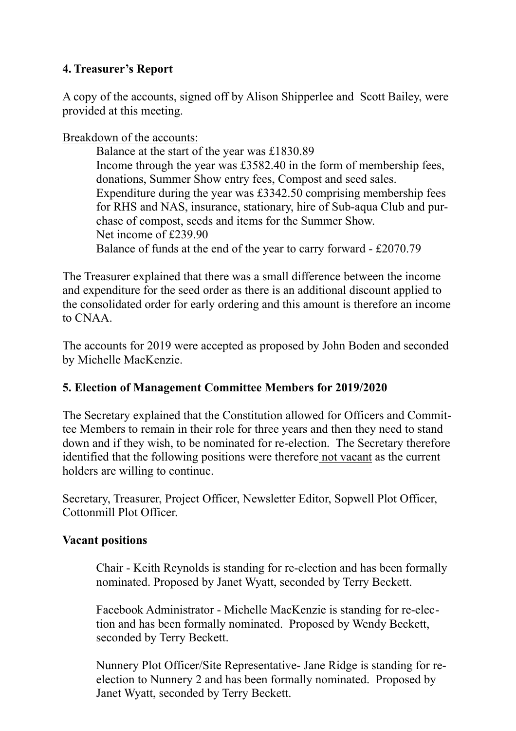### 4. Treasurer's Report

A copy of the accounts, signed off by Alison Shipperlee and Scott Bailey, were provided at this meeting.

Breakdown of the accounts:

Balance at the start of the year was £1830.89
Income through the year was £3582.40 in the form of membership fees, donations, Summer Show entry fees, Compost and seed sales.
Expenditure during the year was £3342.50 comprising membership fees for RHS and NAS, insurance, stationary, hire of Sub-aqua Club and purchase of compost, seeds and items for the Summer Show.
Net income of £239.90
Balance of funds at the end of the year to carry forward - £2070.79

The Treasurer explained that there was a small difference between the income and expenditure for the seed order as there is an additional discount applied to the consolidated order for early ordering and this amount is therefore an income to CNAA.

The accounts for 2019 were accepted as proposed by John Boden and seconded by Michelle MacKenzie.

### 5. Election of Management Committee Members for 2019/2020

The Secretary explained that the Constitution allowed for Officers and Committee Members to remain in their role for three years and then they need to stand down and if they wish, to be nominated for re-election. The Secretary therefore identified that the following positions were therefore not vacant as the current holders are willing to continue.

Secretary, Treasurer, Project Officer, Newsletter Editor, Sopwell Plot Officer, Cottonmill Plot Officer.

**Vacant positions**

Chair - Keith Reynolds is standing for re-election and has been formally nominated. Proposed by Janet Wyatt, seconded by Terry Beckett.

Facebook Administrator - Michelle MacKenzie is standing for re-election and has been formally nominated. Proposed by Wendy Beckett, seconded by Terry Beckett.

Nunnery Plot Officer/Site Representative- Jane Ridge is standing for re-election to Nunnery 2 and has been formally nominated. Proposed by Janet Wyatt, seconded by Terry Beckett.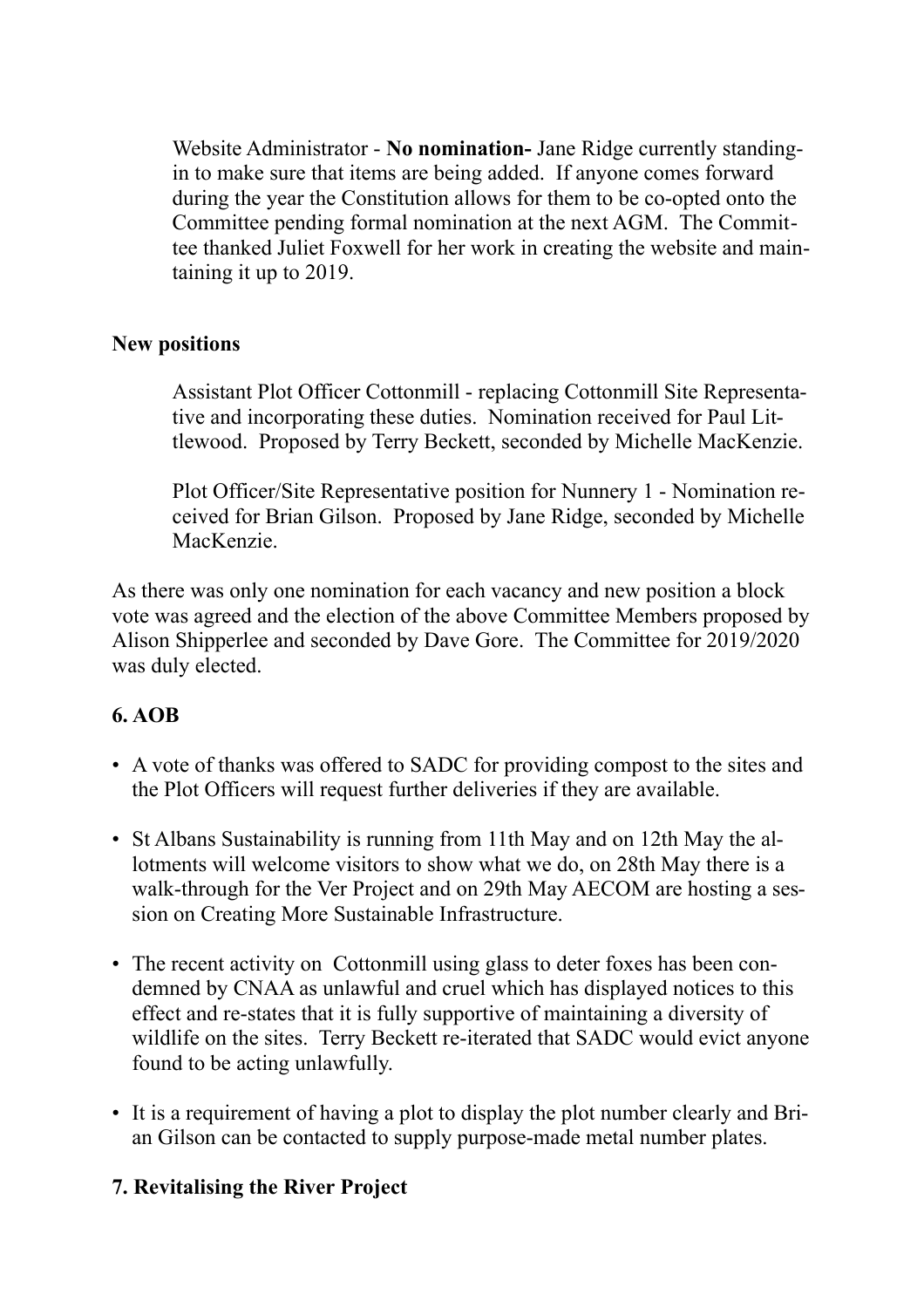Website Administrator - **No nomination-** Jane Ridge currently standing-in to make sure that items are being added. If anyone comes forward during the year the Constitution allows for them to be co-opted onto the Committee pending formal nomination at the next AGM. The Committee thanked Juliet Foxwell for her work in creating the website and maintaining it up to 2019.

**New positions**

Assistant Plot Officer Cottonmill - replacing Cottonmill Site Representative and incorporating these duties. Nomination received for Paul Littlewood. Proposed by Terry Beckett, seconded by Michelle MacKenzie.

Plot Officer/Site Representative position for Nunnery 1 - Nomination received for Brian Gilson. Proposed by Jane Ridge, seconded by Michelle MacKenzie.

As there was only one nomination for each vacancy and new position a block vote was agreed and the election of the above Committee Members proposed by Alison Shipperlee and seconded by Dave Gore. The Committee for 2019/2020 was duly elected.

## 6. AOB

- A vote of thanks was offered to SADC for providing compost to the sites and the Plot Officers will request further deliveries if they are available.
- St Albans Sustainability is running from 11th May and on 12th May the allotments will welcome visitors to show what we do, on 28th May there is a walk-through for the Ver Project and on 29th May AECOM are hosting a session on Creating More Sustainable Infrastructure.
- The recent activity on Cottonmill using glass to deter foxes has been condemned by CNAA as unlawful and cruel which has displayed notices to this effect and re-states that it is fully supportive of maintaining a diversity of wildlife on the sites. Terry Beckett re-iterated that SADC would evict anyone found to be acting unlawfully.
- It is a requirement of having a plot to display the plot number clearly and Brian Gilson can be contacted to supply purpose-made metal number plates.

## 7. Revitalising the River Project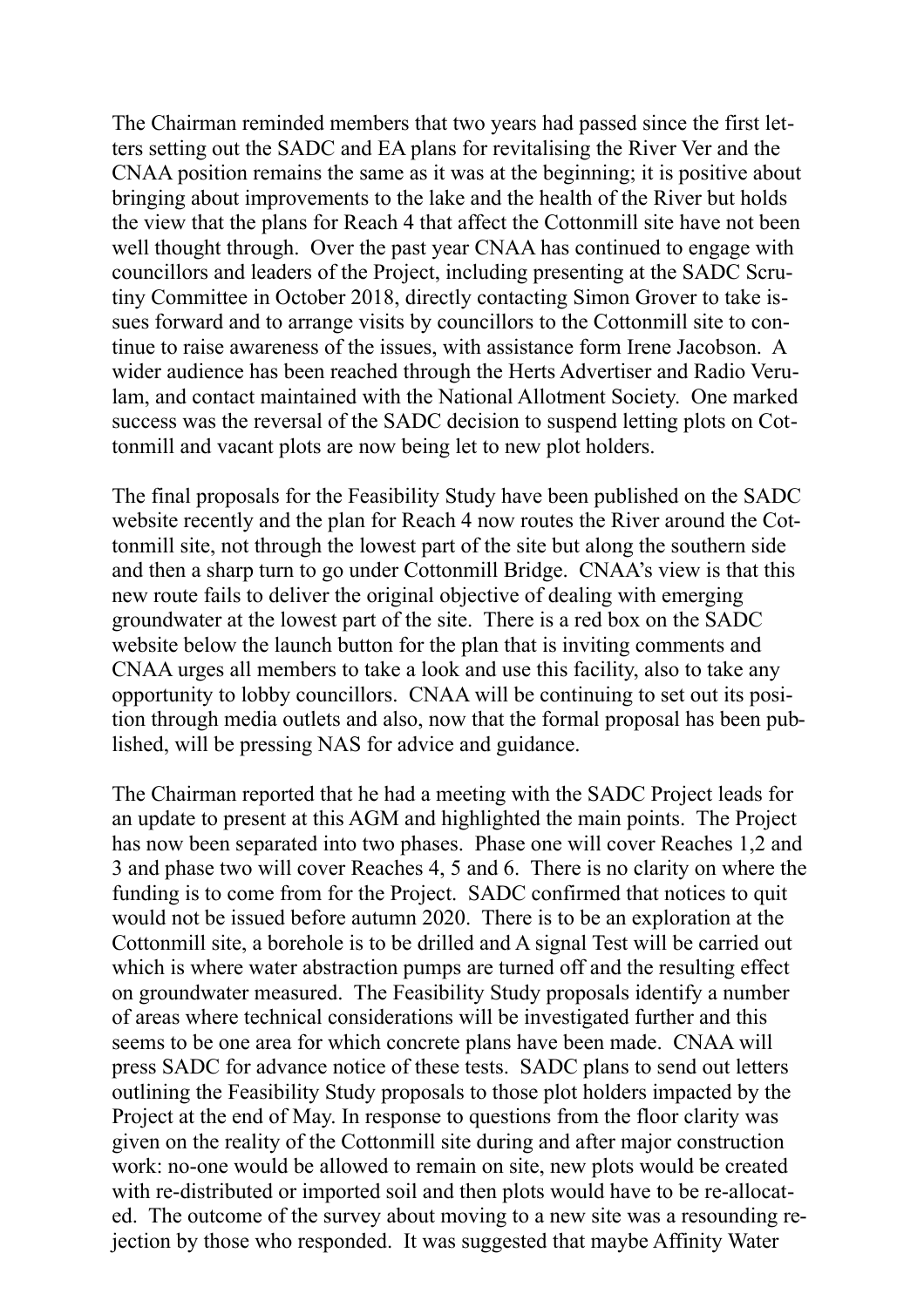The Chairman reminded members that two years had passed since the first letters setting out the SADC and EA plans for revitalising the River Ver and the CNAA position remains the same as it was at the beginning; it is positive about bringing about improvements to the lake and the health of the River but holds the view that the plans for Reach 4 that affect the Cottonmill site have not been well thought through. Over the past year CNAA has continued to engage with councillors and leaders of the Project, including presenting at the SADC Scrutiny Committee in October 2018, directly contacting Simon Grover to take issues forward and to arrange visits by councillors to the Cottonmill site to continue to raise awareness of the issues, with assistance form Irene Jacobson. A wider audience has been reached through the Herts Advertiser and Radio Verulam, and contact maintained with the National Allotment Society. One marked success was the reversal of the SADC decision to suspend letting plots on Cottonmill and vacant plots are now being let to new plot holders.

The final proposals for the Feasibility Study have been published on the SADC website recently and the plan for Reach 4 now routes the River around the Cottonmill site, not through the lowest part of the site but along the southern side and then a sharp turn to go under Cottonmill Bridge. CNAA's view is that this new route fails to deliver the original objective of dealing with emerging groundwater at the lowest part of the site. There is a red box on the SADC website below the launch button for the plan that is inviting comments and CNAA urges all members to take a look and use this facility, also to take any opportunity to lobby councillors. CNAA will be continuing to set out its position through media outlets and also, now that the formal proposal has been published, will be pressing NAS for advice and guidance.

The Chairman reported that he had a meeting with the SADC Project leads for an update to present at this AGM and highlighted the main points. The Project has now been separated into two phases. Phase one will cover Reaches 1,2 and 3 and phase two will cover Reaches 4, 5 and 6. There is no clarity on where the funding is to come from for the Project. SADC confirmed that notices to quit would not be issued before autumn 2020. There is to be an exploration at the Cottonmill site, a borehole is to be drilled and A signal Test will be carried out which is where water abstraction pumps are turned off and the resulting effect on groundwater measured. The Feasibility Study proposals identify a number of areas where technical considerations will be investigated further and this seems to be one area for which concrete plans have been made. CNAA will press SADC for advance notice of these tests. SADC plans to send out letters outlining the Feasibility Study proposals to those plot holders impacted by the Project at the end of May. In response to questions from the floor clarity was given on the reality of the Cottonmill site during and after major construction work: no-one would be allowed to remain on site, new plots would be created with re-distributed or imported soil and then plots would have to be re-allocated. The outcome of the survey about moving to a new site was a resounding rejection by those who responded. It was suggested that maybe Affinity Water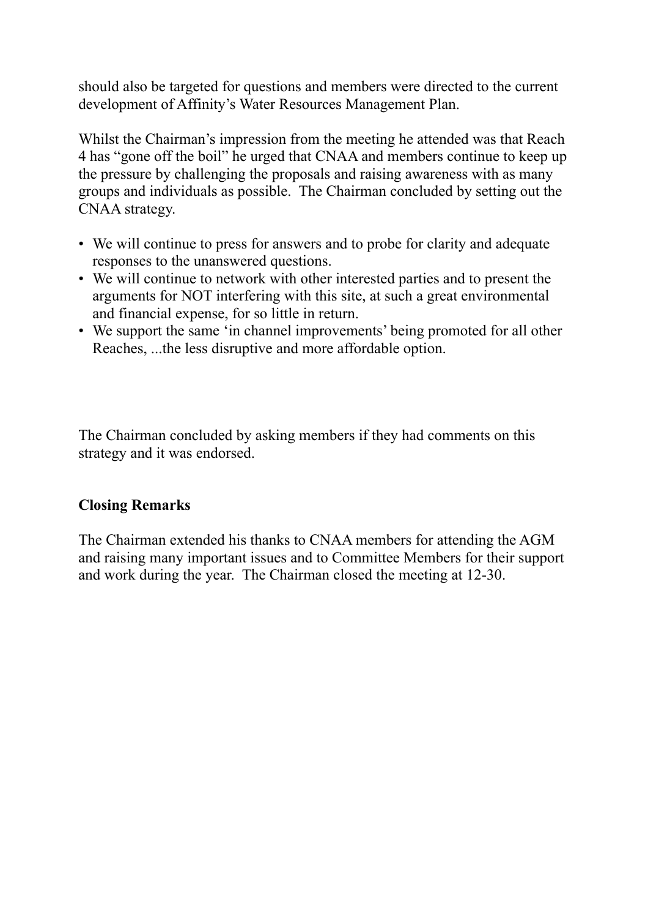should also be targeted for questions and members were directed to the current development of Affinity's Water Resources Management Plan.

Whilst the Chairman's impression from the meeting he attended was that Reach 4 has "gone off the boil" he urged that CNAA and members continue to keep up the pressure by challenging the proposals and raising awareness with as many groups and individuals as possible. The Chairman concluded by setting out the CNAA strategy.

- We will continue to press for answers and to probe for clarity and adequate responses to the unanswered questions.
- We will continue to network with other interested parties and to present the arguments for NOT interfering with this site, at such a great environmental and financial expense, for so little in return.
- We support the same 'in channel improvements' being promoted for all other Reaches, ...the less disruptive and more affordable option.

The Chairman concluded by asking members if they had comments on this strategy and it was endorsed.

**Closing Remarks**

The Chairman extended his thanks to CNAA members for attending the AGM and raising many important issues and to Committee Members for their support and work during the year. The Chairman closed the meeting at 12-30.